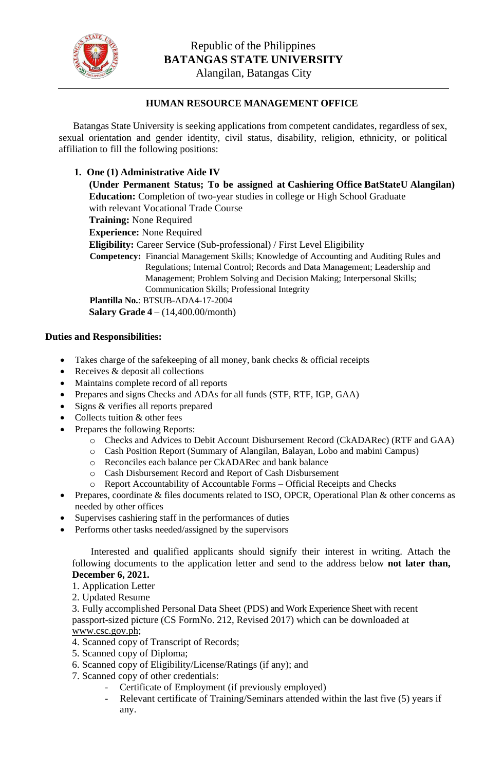Republic of the Philippines
**BATANGAS STATE UNIVERSITY**
Alangilan, Batangas City

## HUMAN RESOURCE MANAGEMENT OFFICE

Batangas State University is seeking applications from competent candidates, regardless of sex, sexual orientation and gender identity, civil status, disability, religion, ethnicity, or political affiliation to fill the following positions:

1. **One (1) Administrative Aide IV**
   **(Under Permanent Status; To be assigned at Cashiering Office BatStateU Alangilan)**
   **Education:** Completion of two-year studies in college or High School Graduate with relevant Vocational Trade Course
   **Training:** None Required
   **Experience:** None Required
   **Eligibility:** Career Service (Sub-professional) / First Level Eligibility
   **Competency:** Financial Management Skills; Knowledge of Accounting and Auditing Rules and Regulations; Internal Control; Records and Data Management; Leadership and Management; Problem Solving and Decision Making; Interpersonal Skills; Communication Skills; Professional Integrity
   **Plantilla No.**: BTSUB-ADA4-17-2004
   **Salary Grade 4** – (14,400.00/month)

**Duties and Responsibilities:**

- Takes charge of the safekeeping of all money, bank checks & official receipts
- Receives & deposit all collections
- Maintains complete record of all reports
- Prepares and signs Checks and ADAs for all funds (STF, RTF, IGP, GAA)
- Signs & verifies all reports prepared
- Collects tuition & other fees
- Prepares the following Reports:
  - Checks and Advices to Debit Account Disbursement Record (CkADARec) (RTF and GAA)
  - Cash Position Report (Summary of Alangilan, Balayan, Lobo and mabini Campus)
  - Reconciles each balance per CkADARec and bank balance
  - Cash Disbursement Record and Report of Cash Disbursement
  - Report Accountability of Accountable Forms – Official Receipts and Checks
- Prepares, coordinate & files documents related to ISO, OPCR, Operational Plan & other concerns as needed by other offices
- Supervises cashiering staff in the performances of duties
- Performs other tasks needed/assigned by the supervisors

Interested and qualified applicants should signify their interest in writing. Attach the following documents to the application letter and send to the address below **not later than, December 6, 2021.**

1. Application Letter
2. Updated Resume
3. Fully accomplished Personal Data Sheet (PDS) and Work Experience Sheet with recent passport-sized picture (CS FormNo. 212, Revised 2017) which can be downloaded at www.csc.gov.ph;
4. Scanned copy of Transcript of Records;
5. Scanned copy of Diploma;
6. Scanned copy of Eligibility/License/Ratings (if any); and
7. Scanned copy of other credentials:
   - Certificate of Employment (if previously employed)
   - Relevant certificate of Training/Seminars attended within the last five (5) years if any.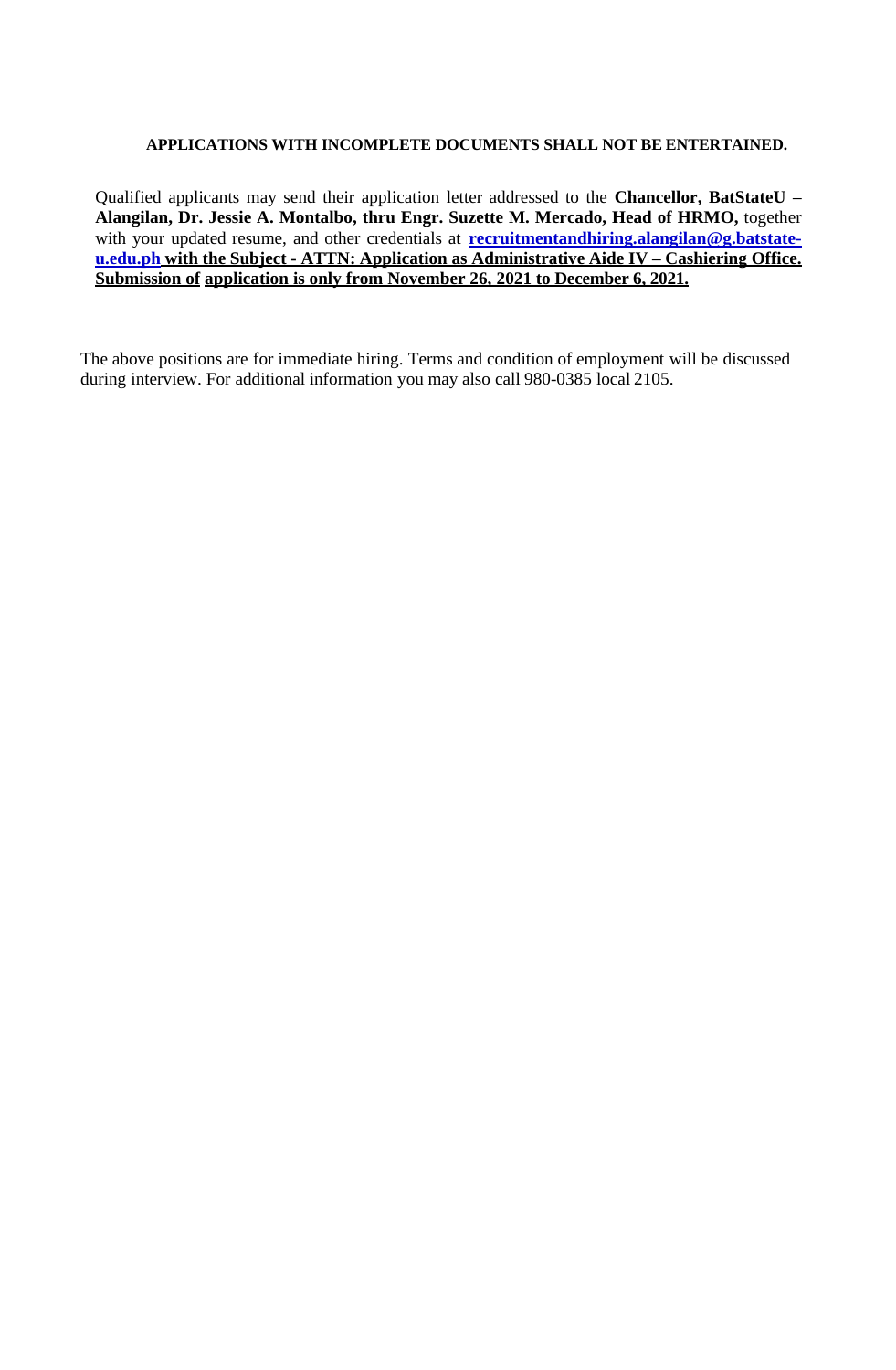**APPLICATIONS WITH INCOMPLETE DOCUMENTS SHALL NOT BE ENTERTAINED.**

Qualified applicants may send their application letter addressed to the **Chancellor, BatStateU – Alangilan, Dr. Jessie A. Montalbo, thru Engr. Suzette M. Mercado, Head of HRMO,** together with your updated resume, and other credentials at **recruitmentandhiring.alangilan@g.batstate-u.edu.ph with the Subject - ATTN: Application as Administrative Aide IV – Cashiering Office. Submission of application is only from November 26, 2021 to December 6, 2021.**

The above positions are for immediate hiring. Terms and condition of employment will be discussed during interview. For additional information you may also call 980-0385 local 2105.